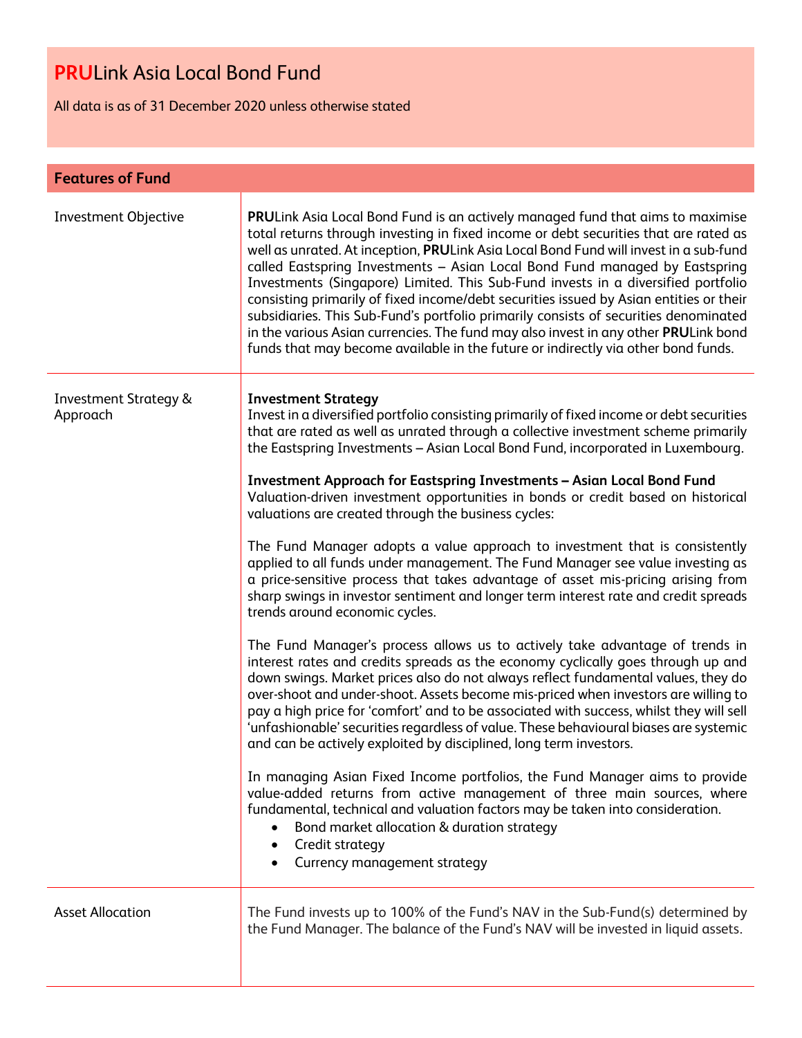# **PRU**Link Asia Local Bond Fund

All data is as of 31 December 2020 unless otherwise stated

## Features of Fund

| | |
|---|---|
| Investment Objective | **PRU**Link Asia Local Bond Fund is an actively managed fund that aims to maximise total returns through investing in fixed income or debt securities that are rated as well as unrated. At inception, **PRU**Link Asia Local Bond Fund will invest in a sub-fund called Eastspring Investments – Asian Local Bond Fund managed by Eastspring Investments (Singapore) Limited. This Sub-Fund invests in a diversified portfolio consisting primarily of fixed income/debt securities issued by Asian entities or their subsidiaries. This Sub-Fund's portfolio primarily consists of securities denominated in the various Asian currencies. The fund may also invest in any other **PRU**Link bond funds that may become available in the future or indirectly via other bond funds. |
| Investment Strategy & Approach | **Investment Strategy**<br>Invest in a diversified portfolio consisting primarily of fixed income or debt securities that are rated as well as unrated through a collective investment scheme primarily the Eastspring Investments – Asian Local Bond Fund, incorporated in Luxembourg.<br><br>**Investment Approach for Eastspring Investments – Asian Local Bond Fund**<br>Valuation-driven investment opportunities in bonds or credit based on historical valuations are created through the business cycles:<br><br>The Fund Manager adopts a value approach to investment that is consistently applied to all funds under management. The Fund Manager see value investing as a price-sensitive process that takes advantage of asset mis-pricing arising from sharp swings in investor sentiment and longer term interest rate and credit spreads trends around economic cycles.<br><br>The Fund Manager's process allows us to actively take advantage of trends in interest rates and credits spreads as the economy cyclically goes through up and down swings. Market prices also do not always reflect fundamental values, they do over-shoot and under-shoot. Assets become mis-priced when investors are willing to pay a high price for 'comfort' and to be associated with success, whilst they will sell 'unfashionable' securities regardless of value. These behavioural biases are systemic and can be actively exploited by disciplined, long term investors.<br><br>In managing Asian Fixed Income portfolios, the Fund Manager aims to provide value-added returns from active management of three main sources, where fundamental, technical and valuation factors may be taken into consideration.<br>• Bond market allocation & duration strategy<br>• Credit strategy<br>• Currency management strategy |
| Asset Allocation | The Fund invests up to 100% of the Fund's NAV in the Sub-Fund(s) determined by the Fund Manager. The balance of the Fund's NAV will be invested in liquid assets. |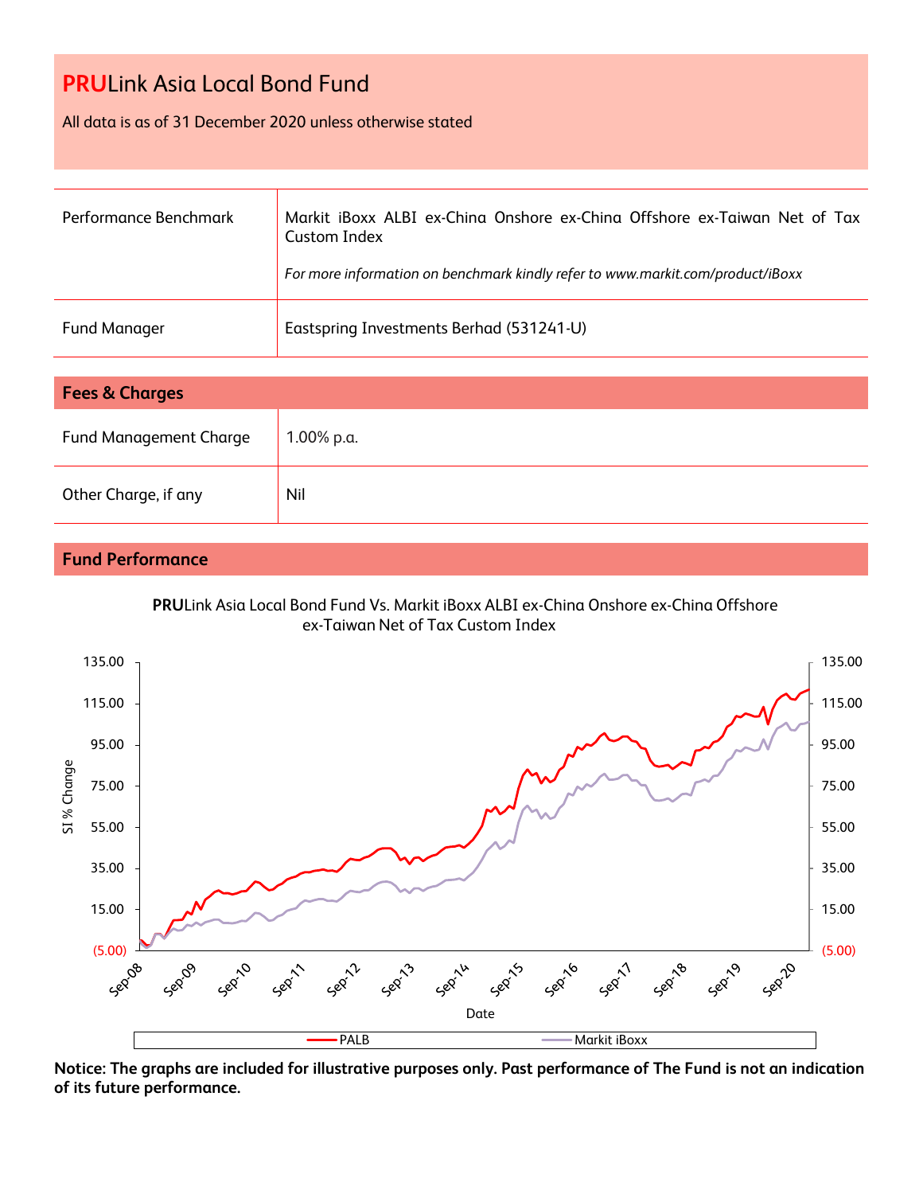# **PRU**Link Asia Local Bond Fund

All data is as of 31 December 2020 unless otherwise stated

| | |
|---|---|
| Performance Benchmark | Markit iBoxx ALBI ex-China Onshore ex-China Offshore ex-Taiwan Net of Tax Custom Index<br><br>*For more information on benchmark kindly refer to www.markit.com/product/iBoxx* |
| Fund Manager | Eastspring Investments Berhad (531241-U) |

## Fees & Charges

| | |
|---|---|
| Fund Management Charge | 1.00% p.a. |
| Other Charge, if any | Nil |

## Fund Performance

**PRU**Link Asia Local Bond Fund Vs. Markit iBoxx ALBI ex-China Onshore ex-China Offshore ex-Taiwan Net of Tax Custom Index

**Notice: The graphs are included for illustrative purposes only. Past performance of The Fund is not an indication of its future performance.**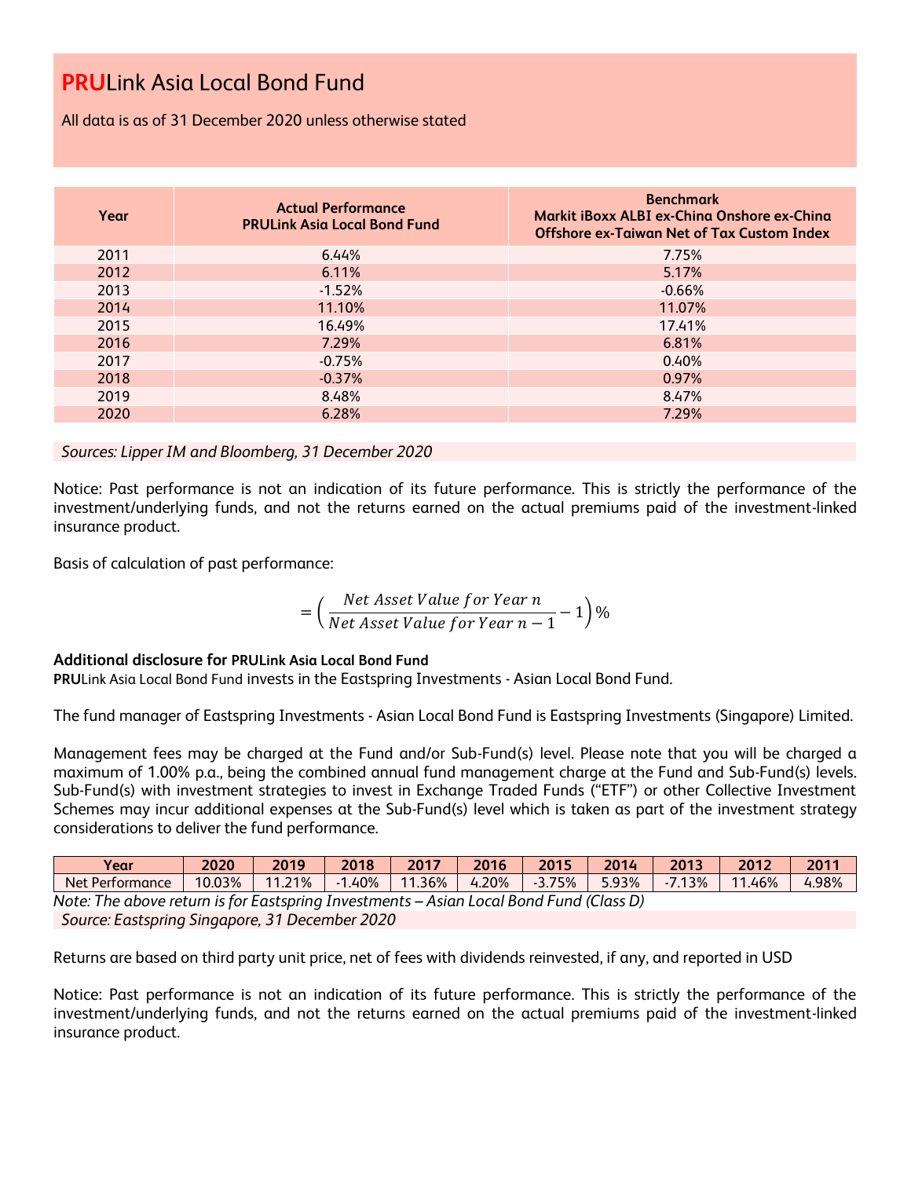# **PRU**Link Asia Local Bond Fund

All data is as of 31 December 2020 unless otherwise stated

| Year | Actual Performance PRULink Asia Local Bond Fund | Benchmark Markit iBoxx ALBI ex-China Onshore ex-China Offshore ex-Taiwan Net of Tax Custom Index |
|---|---|---|
| 2011 | 6.44% | 7.75% |
| 2012 | 6.11% | 5.17% |
| 2013 | -1.52% | -0.66% |
| 2014 | 11.10% | 11.07% |
| 2015 | 16.49% | 17.41% |
| 2016 | 7.29% | 6.81% |
| 2017 | -0.75% | 0.40% |
| 2018 | -0.37% | 0.97% |
| 2019 | 8.48% | 8.47% |
| 2020 | 6.28% | 7.29% |

*Sources: Lipper IM and Bloomberg, 31 December 2020*

Notice: Past performance is not an indication of its future performance. This is strictly the performance of the investment/underlying funds, and not the returns earned on the actual premiums paid of the investment-linked insurance product.

Basis of calculation of past performance:

$$= \left( \frac{Net\ Asset\ Value\ for\ Year\ n}{Net\ Asset\ Value\ for\ Year\ n-1} - 1 \right)\%$$

**Additional disclosure for PRULink Asia Local Bond Fund**

**PRU**Link Asia Local Bond Fund invests in the Eastspring Investments - Asian Local Bond Fund.

The fund manager of Eastspring Investments - Asian Local Bond Fund is Eastspring Investments (Singapore) Limited.

Management fees may be charged at the Fund and/or Sub-Fund(s) level. Please note that you will be charged a maximum of 1.00% p.a., being the combined annual fund management charge at the Fund and Sub-Fund(s) levels. Sub-Fund(s) with investment strategies to invest in Exchange Traded Funds ("ETF") or other Collective Investment Schemes may incur additional expenses at the Sub-Fund(s) level which is taken as part of the investment strategy considerations to deliver the fund performance.

| Year | 2020 | 2019 | 2018 | 2017 | 2016 | 2015 | 2014 | 2013 | 2012 | 2011 |
|---|---|---|---|---|---|---|---|---|---|---|
| Net Performance | 10.03% | 11.21% | -1.40% | 11.36% | 4.20% | -3.75% | 5.93% | -7.13% | 11.46% | 4.98% |

*Note: The above return is for Eastspring Investments – Asian Local Bond Fund (Class D)*

*Source: Eastspring Singapore, 31 December 2020*

Returns are based on third party unit price, net of fees with dividends reinvested, if any, and reported in USD

Notice: Past performance is not an indication of its future performance. This is strictly the performance of the investment/underlying funds, and not the returns earned on the actual premiums paid of the investment-linked insurance product.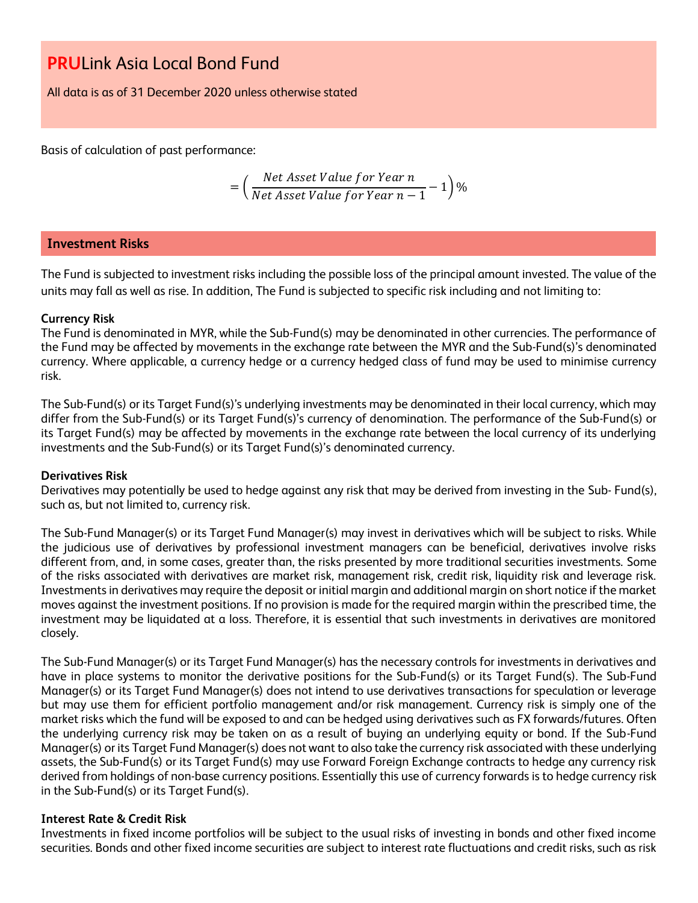# **PRU**Link Asia Local Bond Fund

All data is as of 31 December 2020 unless otherwise stated

Basis of calculation of past performance:

$$= \left( \frac{Net\ Asset\ Value\ for\ Year\ n}{Net\ Asset\ Value\ for\ Year\ n-1} - 1 \right)\%$$

## Investment Risks

The Fund is subjected to investment risks including the possible loss of the principal amount invested. The value of the units may fall as well as rise. In addition, The Fund is subjected to specific risk including and not limiting to:

**Currency Risk**

The Fund is denominated in MYR, while the Sub-Fund(s) may be denominated in other currencies. The performance of the Fund may be affected by movements in the exchange rate between the MYR and the Sub-Fund(s)'s denominated currency. Where applicable, a currency hedge or a currency hedged class of fund may be used to minimise currency risk.

The Sub-Fund(s) or its Target Fund(s)'s underlying investments may be denominated in their local currency, which may differ from the Sub-Fund(s) or its Target Fund(s)'s currency of denomination. The performance of the Sub-Fund(s) or its Target Fund(s) may be affected by movements in the exchange rate between the local currency of its underlying investments and the Sub-Fund(s) or its Target Fund(s)'s denominated currency.

**Derivatives Risk**

Derivatives may potentially be used to hedge against any risk that may be derived from investing in the Sub- Fund(s), such as, but not limited to, currency risk.

The Sub-Fund Manager(s) or its Target Fund Manager(s) may invest in derivatives which will be subject to risks. While the judicious use of derivatives by professional investment managers can be beneficial, derivatives involve risks different from, and, in some cases, greater than, the risks presented by more traditional securities investments. Some of the risks associated with derivatives are market risk, management risk, credit risk, liquidity risk and leverage risk. Investments in derivatives may require the deposit or initial margin and additional margin on short notice if the market moves against the investment positions. If no provision is made for the required margin within the prescribed time, the investment may be liquidated at a loss. Therefore, it is essential that such investments in derivatives are monitored closely.

The Sub-Fund Manager(s) or its Target Fund Manager(s) has the necessary controls for investments in derivatives and have in place systems to monitor the derivative positions for the Sub-Fund(s) or its Target Fund(s). The Sub-Fund Manager(s) or its Target Fund Manager(s) does not intend to use derivatives transactions for speculation or leverage but may use them for efficient portfolio management and/or risk management. Currency risk is simply one of the market risks which the fund will be exposed to and can be hedged using derivatives such as FX forwards/futures. Often the underlying currency risk may be taken on as a result of buying an underlying equity or bond. If the Sub-Fund Manager(s) or its Target Fund Manager(s) does not want to also take the currency risk associated with these underlying assets, the Sub-Fund(s) or its Target Fund(s) may use Forward Foreign Exchange contracts to hedge any currency risk derived from holdings of non-base currency positions. Essentially this use of currency forwards is to hedge currency risk in the Sub-Fund(s) or its Target Fund(s).

**Interest Rate & Credit Risk**

Investments in fixed income portfolios will be subject to the usual risks of investing in bonds and other fixed income securities. Bonds and other fixed income securities are subject to interest rate fluctuations and credit risks, such as risk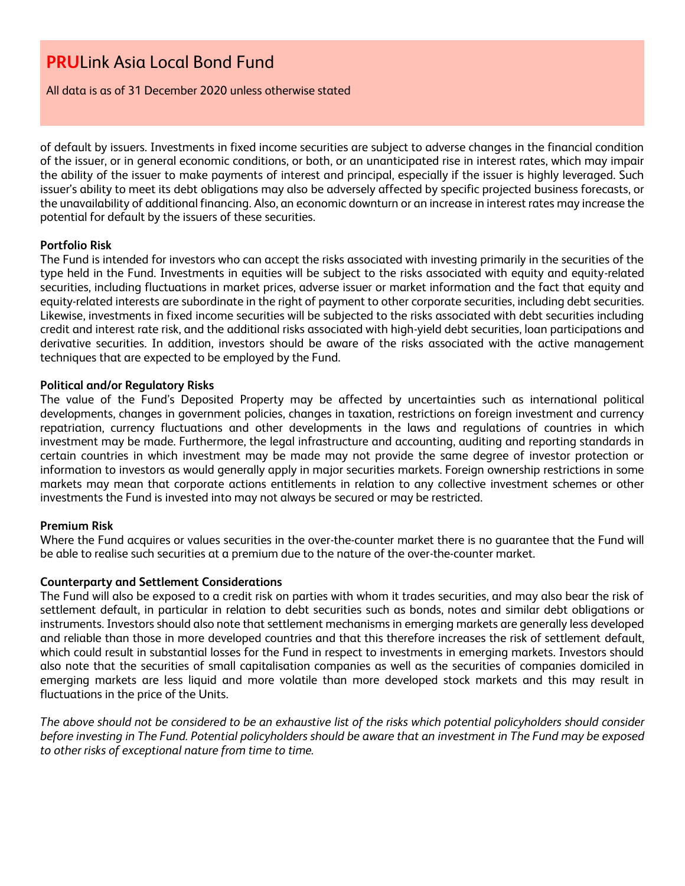of default by issuers. Investments in fixed income securities are subject to adverse changes in the financial condition of the issuer, or in general economic conditions, or both, or an unanticipated rise in interest rates, which may impair the ability of the issuer to make payments of interest and principal, especially if the issuer is highly leveraged. Such issuer's ability to meet its debt obligations may also be adversely affected by specific projected business forecasts, or the unavailability of additional financing. Also, an economic downturn or an increase in interest rates may increase the potential for default by the issuers of these securities.

**Portfolio Risk**

The Fund is intended for investors who can accept the risks associated with investing primarily in the securities of the type held in the Fund. Investments in equities will be subject to the risks associated with equity and equity-related securities, including fluctuations in market prices, adverse issuer or market information and the fact that equity and equity-related interests are subordinate in the right of payment to other corporate securities, including debt securities. Likewise, investments in fixed income securities will be subjected to the risks associated with debt securities including credit and interest rate risk, and the additional risks associated with high-yield debt securities, loan participations and derivative securities. In addition, investors should be aware of the risks associated with the active management techniques that are expected to be employed by the Fund.

**Political and/or Regulatory Risks**

The value of the Fund's Deposited Property may be affected by uncertainties such as international political developments, changes in government policies, changes in taxation, restrictions on foreign investment and currency repatriation, currency fluctuations and other developments in the laws and regulations of countries in which investment may be made. Furthermore, the legal infrastructure and accounting, auditing and reporting standards in certain countries in which investment may be made may not provide the same degree of investor protection or information to investors as would generally apply in major securities markets. Foreign ownership restrictions in some markets may mean that corporate actions entitlements in relation to any collective investment schemes or other investments the Fund is invested into may not always be secured or may be restricted.

**Premium Risk**

Where the Fund acquires or values securities in the over-the-counter market there is no guarantee that the Fund will be able to realise such securities at a premium due to the nature of the over-the-counter market.

**Counterparty and Settlement Considerations**

The Fund will also be exposed to a credit risk on parties with whom it trades securities, and may also bear the risk of settlement default, in particular in relation to debt securities such as bonds, notes and similar debt obligations or instruments. Investors should also note that settlement mechanisms in emerging markets are generally less developed and reliable than those in more developed countries and that this therefore increases the risk of settlement default, which could result in substantial losses for the Fund in respect to investments in emerging markets. Investors should also note that the securities of small capitalisation companies as well as the securities of companies domiciled in emerging markets are less liquid and more volatile than more developed stock markets and this may result in fluctuations in the price of the Units.

*The above should not be considered to be an exhaustive list of the risks which potential policyholders should consider before investing in The Fund. Potential policyholders should be aware that an investment in The Fund may be exposed to other risks of exceptional nature from time to time.*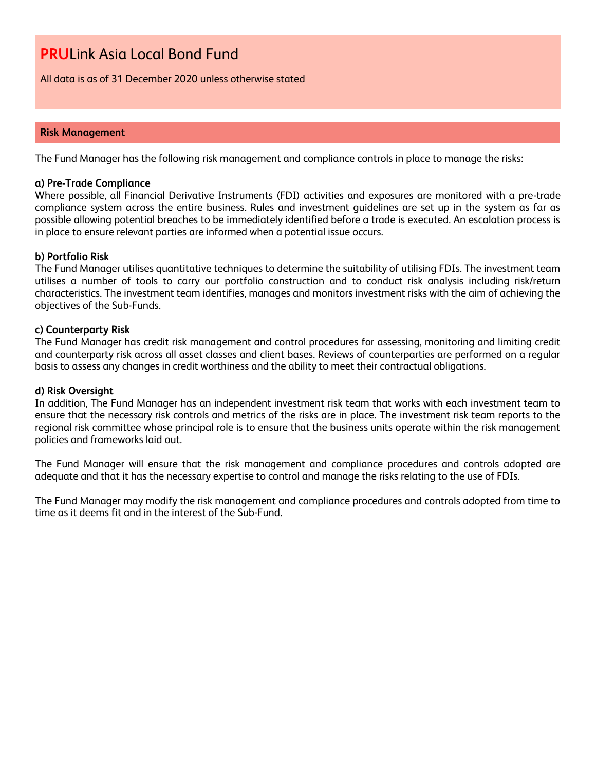# PRULink Asia Local Bond Fund

All data is as of 31 December 2020 unless otherwise stated

## Risk Management

The Fund Manager has the following risk management and compliance controls in place to manage the risks:

**a) Pre-Trade Compliance**
Where possible, all Financial Derivative Instruments (FDI) activities and exposures are monitored with a pre-trade compliance system across the entire business. Rules and investment guidelines are set up in the system as far as possible allowing potential breaches to be immediately identified before a trade is executed. An escalation process is in place to ensure relevant parties are informed when a potential issue occurs.

**b) Portfolio Risk**
The Fund Manager utilises quantitative techniques to determine the suitability of utilising FDIs. The investment team utilises a number of tools to carry our portfolio construction and to conduct risk analysis including risk/return characteristics. The investment team identifies, manages and monitors investment risks with the aim of achieving the objectives of the Sub-Funds.

**c) Counterparty Risk**
The Fund Manager has credit risk management and control procedures for assessing, monitoring and limiting credit and counterparty risk across all asset classes and client bases. Reviews of counterparties are performed on a regular basis to assess any changes in credit worthiness and the ability to meet their contractual obligations.

**d) Risk Oversight**
In addition, The Fund Manager has an independent investment risk team that works with each investment team to ensure that the necessary risk controls and metrics of the risks are in place. The investment risk team reports to the regional risk committee whose principal role is to ensure that the business units operate within the risk management policies and frameworks laid out.

The Fund Manager will ensure that the risk management and compliance procedures and controls adopted are adequate and that it has the necessary expertise to control and manage the risks relating to the use of FDIs.

The Fund Manager may modify the risk management and compliance procedures and controls adopted from time to time as it deems fit and in the interest of the Sub-Fund.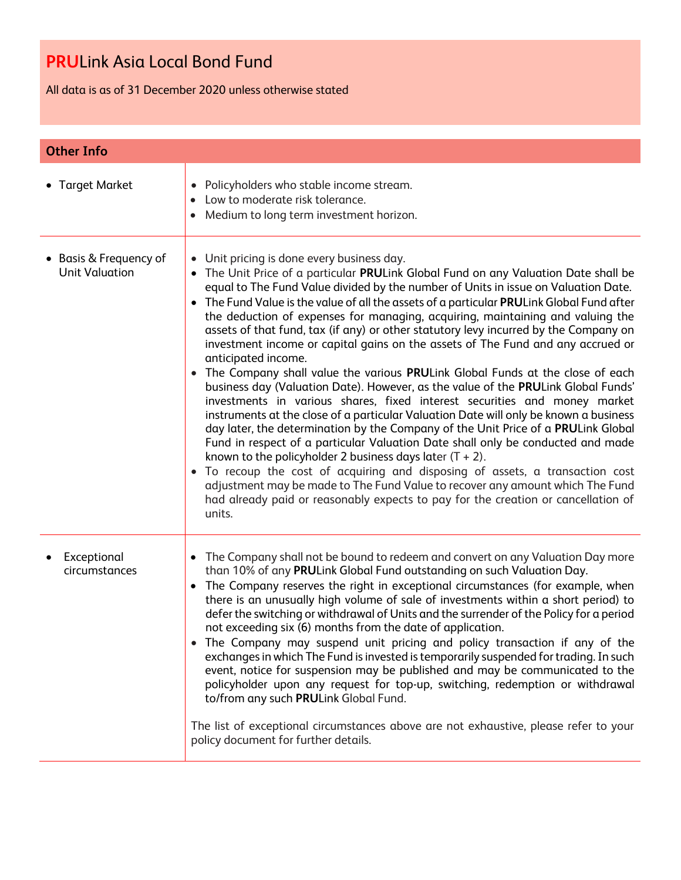# **PRU**Link Asia Local Bond Fund

All data is as of 31 December 2020 unless otherwise stated

## Other Info

| | |
|---|---|
| • Target Market | • Policyholders who stable income stream.<br>• Low to moderate risk tolerance.<br>• Medium to long term investment horizon. |
| • Basis & Frequency of Unit Valuation | • Unit pricing is done every business day.<br>• The Unit Price of a particular **PRU**Link Global Fund on any Valuation Date shall be equal to The Fund Value divided by the number of Units in issue on Valuation Date.<br>• The Fund Value is the value of all the assets of a particular **PRU**Link Global Fund after the deduction of expenses for managing, acquiring, maintaining and valuing the assets of that fund, tax (if any) or other statutory levy incurred by the Company on investment income or capital gains on the assets of The Fund and any accrued or anticipated income.<br>• The Company shall value the various **PRU**Link Global Funds at the close of each business day (Valuation Date). However, as the value of the **PRU**Link Global Funds' investments in various shares, fixed interest securities and money market instruments at the close of a particular Valuation Date will only be known a business day later, the determination by the Company of the Unit Price of a **PRU**Link Global Fund in respect of a particular Valuation Date shall only be conducted and made known to the policyholder 2 business days later (T + 2).<br>• To recoup the cost of acquiring and disposing of assets, a transaction cost adjustment may be made to The Fund Value to recover any amount which The Fund had already paid or reasonably expects to pay for the creation or cancellation of units. |
| • Exceptional circumstances | • The Company shall not be bound to redeem and convert on any Valuation Day more than 10% of any **PRU**Link Global Fund outstanding on such Valuation Day.<br>• The Company reserves the right in exceptional circumstances (for example, when there is an unusually high volume of sale of investments within a short period) to defer the switching or withdrawal of Units and the surrender of the Policy for a period not exceeding six (6) months from the date of application.<br>• The Company may suspend unit pricing and policy transaction if any of the exchanges in which The Fund is invested is temporarily suspended for trading. In such event, notice for suspension may be published and may be communicated to the policyholder upon any request for top-up, switching, redemption or withdrawal to/from any such **PRU**Link Global Fund.<br><br>The list of exceptional circumstances above are not exhaustive, please refer to your policy document for further details. |